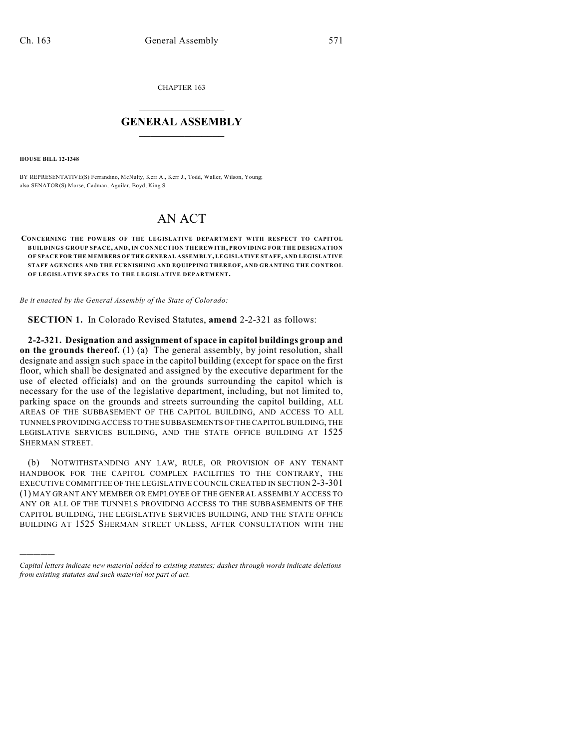CHAPTER 163

# GENERAL ASSEMBLY

**HOUSE BILL 12-1348**

BY REPRESENTATIVE(S) Ferrandino, McNulty, Kerr A., Kerr J., Todd, Waller, Wilson, Young; also SENATOR(S) Morse, Cadman, Aguilar, Boyd, King S.

# AN ACT

**CONCERNING THE POWERS OF THE LEGISLATIVE DEPARTMENT WITH RESPECT TO CAPITOL BUILDINGS GROUP SPACE, AND, IN CONNECTION THEREWITH, PROVIDING FOR THE DESIGNATION OF SPACE FOR THE MEMBERS OF THE GENERAL ASSEMBLY, LEGISLATIVE STAFF, AND LEGISLATIVE STAFF AGENCIES AND THE FURNISHING AND EQUIPPING THEREOF, AND GRANTING THE CONTROL OF LEGISLATIVE SPACES TO THE LEGISLATIVE DEPARTMENT.**

*Be it enacted by the General Assembly of the State of Colorado:*

**SECTION 1.** In Colorado Revised Statutes, **amend** 2-2-321 as follows:

**2-2-321. Designation and assignment of space in capitol buildings group and on the grounds thereof.** (1) (a) The general assembly, by joint resolution, shall designate and assign such space in the capitol building (except for space on the first floor, which shall be designated and assigned by the executive department for the use of elected officials) and on the grounds surrounding the capitol which is necessary for the use of the legislative department, including, but not limited to, parking space on the grounds and streets surrounding the capitol building, ALL AREAS OF THE SUBBASEMENT OF THE CAPITOL BUILDING, AND ACCESS TO ALL TUNNELS PROVIDING ACCESS TO THE SUBBASEMENTS OF THE CAPITOL BUILDING, THE LEGISLATIVE SERVICES BUILDING, AND THE STATE OFFICE BUILDING AT 1525 SHERMAN STREET.

(b) NOTWITHSTANDING ANY LAW, RULE, OR PROVISION OF ANY TENANT HANDBOOK FOR THE CAPITOL COMPLEX FACILITIES TO THE CONTRARY, THE EXECUTIVE COMMITTEE OF THE LEGISLATIVE COUNCIL CREATED IN SECTION 2-3-301 (1) MAY GRANT ANY MEMBER OR EMPLOYEE OF THE GENERAL ASSEMBLY ACCESS TO ANY OR ALL OF THE TUNNELS PROVIDING ACCESS TO THE SUBBASEMENTS OF THE CAPITOL BUILDING, THE LEGISLATIVE SERVICES BUILDING, AND THE STATE OFFICE BUILDING AT 1525 SHERMAN STREET UNLESS, AFTER CONSULTATION WITH THE

*Capital letters indicate new material added to existing statutes; dashes through words indicate deletions from existing statutes and such material not part of act.*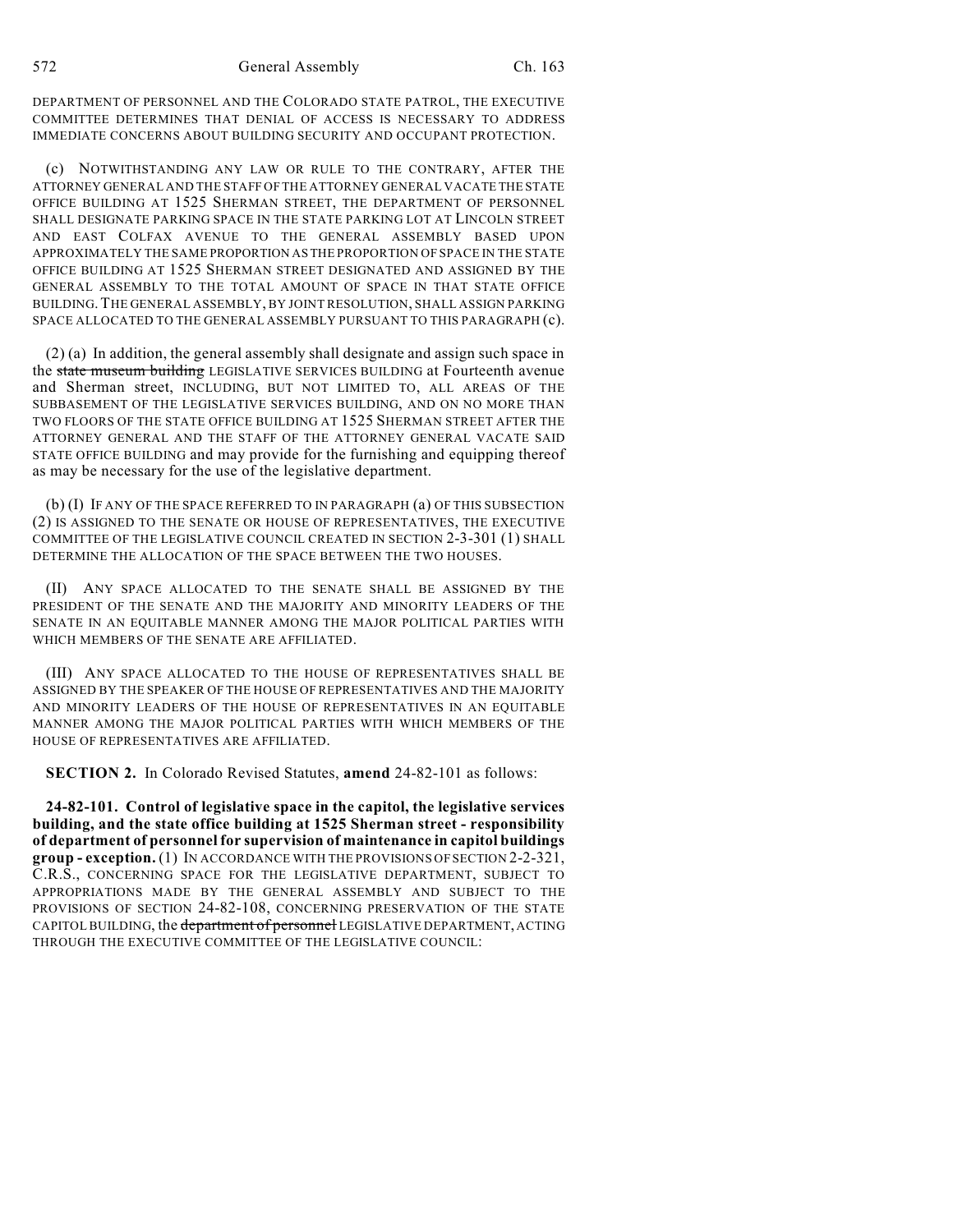DEPARTMENT OF PERSONNEL AND THE COLORADO STATE PATROL, THE EXECUTIVE COMMITTEE DETERMINES THAT DENIAL OF ACCESS IS NECESSARY TO ADDRESS IMMEDIATE CONCERNS ABOUT BUILDING SECURITY AND OCCUPANT PROTECTION.

(c) NOTWITHSTANDING ANY LAW OR RULE TO THE CONTRARY, AFTER THE ATTORNEY GENERAL AND THE STAFF OF THE ATTORNEY GENERAL VACATE THE STATE OFFICE BUILDING AT 1525 SHERMAN STREET, THE DEPARTMENT OF PERSONNEL SHALL DESIGNATE PARKING SPACE IN THE STATE PARKING LOT AT LINCOLN STREET AND EAST COLFAX AVENUE TO THE GENERAL ASSEMBLY BASED UPON APPROXIMATELY THE SAME PROPORTION AS THE PROPORTION OF SPACE IN THE STATE OFFICE BUILDING AT 1525 SHERMAN STREET DESIGNATED AND ASSIGNED BY THE GENERAL ASSEMBLY TO THE TOTAL AMOUNT OF SPACE IN THAT STATE OFFICE BUILDING. THE GENERAL ASSEMBLY, BY JOINT RESOLUTION, SHALL ASSIGN PARKING SPACE ALLOCATED TO THE GENERAL ASSEMBLY PURSUANT TO THIS PARAGRAPH (c).

(2) (a) In addition, the general assembly shall designate and assign such space in the ~~state museum building~~ LEGISLATIVE SERVICES BUILDING at Fourteenth avenue and Sherman street, INCLUDING, BUT NOT LIMITED TO, ALL AREAS OF THE SUBBASEMENT OF THE LEGISLATIVE SERVICES BUILDING, AND ON NO MORE THAN TWO FLOORS OF THE STATE OFFICE BUILDING AT 1525 SHERMAN STREET AFTER THE ATTORNEY GENERAL AND THE STAFF OF THE ATTORNEY GENERAL VACATE SAID STATE OFFICE BUILDING and may provide for the furnishing and equipping thereof as may be necessary for the use of the legislative department.

(b) (I) IF ANY OF THE SPACE REFERRED TO IN PARAGRAPH (a) OF THIS SUBSECTION (2) IS ASSIGNED TO THE SENATE OR HOUSE OF REPRESENTATIVES, THE EXECUTIVE COMMITTEE OF THE LEGISLATIVE COUNCIL CREATED IN SECTION 2-3-301 (1) SHALL DETERMINE THE ALLOCATION OF THE SPACE BETWEEN THE TWO HOUSES.

(II) ANY SPACE ALLOCATED TO THE SENATE SHALL BE ASSIGNED BY THE PRESIDENT OF THE SENATE AND THE MAJORITY AND MINORITY LEADERS OF THE SENATE IN AN EQUITABLE MANNER AMONG THE MAJOR POLITICAL PARTIES WITH WHICH MEMBERS OF THE SENATE ARE AFFILIATED.

(III) ANY SPACE ALLOCATED TO THE HOUSE OF REPRESENTATIVES SHALL BE ASSIGNED BY THE SPEAKER OF THE HOUSE OF REPRESENTATIVES AND THE MAJORITY AND MINORITY LEADERS OF THE HOUSE OF REPRESENTATIVES IN AN EQUITABLE MANNER AMONG THE MAJOR POLITICAL PARTIES WITH WHICH MEMBERS OF THE HOUSE OF REPRESENTATIVES ARE AFFILIATED.

**SECTION 2.** In Colorado Revised Statutes, **amend** 24-82-101 as follows:

**24-82-101. Control of legislative space in the capitol, the legislative services building, and the state office building at 1525 Sherman street - responsibility of department of personnel for supervision of maintenance in capitol buildings group - exception.** (1) IN ACCORDANCE WITH THE PROVISIONS OF SECTION 2-2-321, C.R.S., CONCERNING SPACE FOR THE LEGISLATIVE DEPARTMENT, SUBJECT TO APPROPRIATIONS MADE BY THE GENERAL ASSEMBLY AND SUBJECT TO THE PROVISIONS OF SECTION 24-82-108, CONCERNING PRESERVATION OF THE STATE CAPITOL BUILDING, the ~~department of personnel~~ LEGISLATIVE DEPARTMENT, ACTING THROUGH THE EXECUTIVE COMMITTEE OF THE LEGISLATIVE COUNCIL: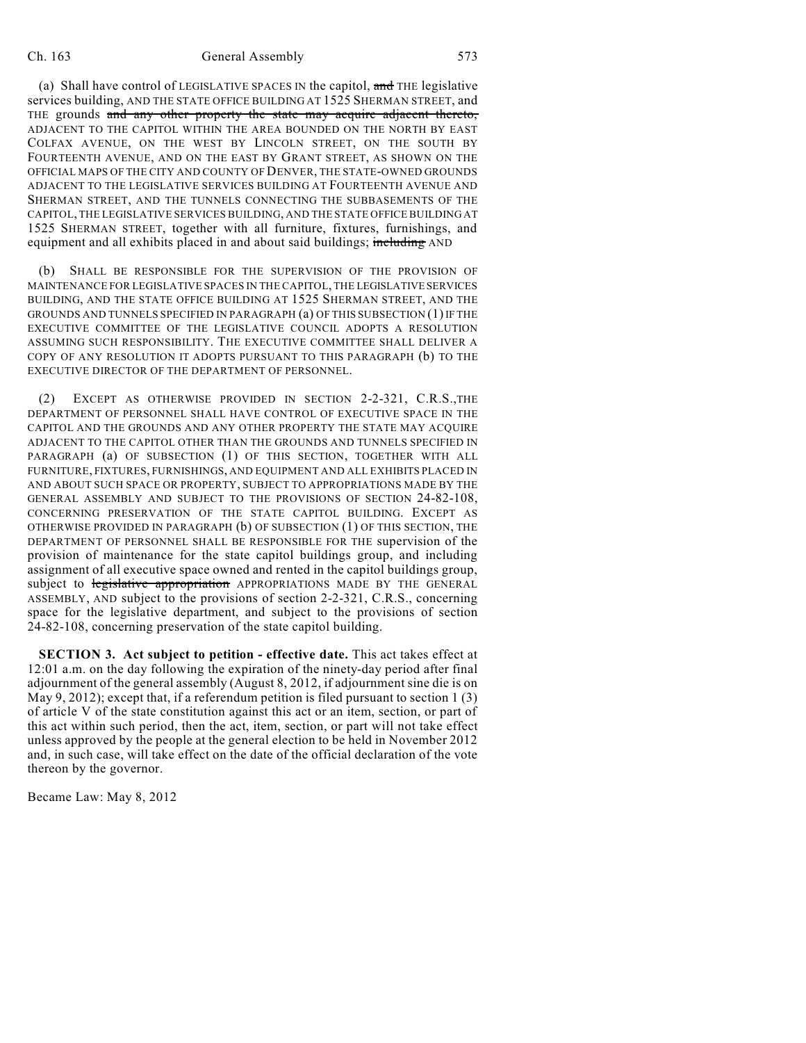(a) Shall have control of LEGISLATIVE SPACES IN the capitol, ~~and~~ THE legislative services building, AND THE STATE OFFICE BUILDING AT 1525 SHERMAN STREET, and THE grounds ~~and any other property the state may acquire adjacent thereto,~~ ADJACENT TO THE CAPITOL WITHIN THE AREA BOUNDED ON THE NORTH BY EAST COLFAX AVENUE, ON THE WEST BY LINCOLN STREET, ON THE SOUTH BY FOURTEENTH AVENUE, AND ON THE EAST BY GRANT STREET, AS SHOWN ON THE OFFICIAL MAPS OF THE CITY AND COUNTY OF DENVER, THE STATE-OWNED GROUNDS ADJACENT TO THE LEGISLATIVE SERVICES BUILDING AT FOURTEENTH AVENUE AND SHERMAN STREET, AND THE TUNNELS CONNECTING THE SUBBASEMENTS OF THE CAPITOL, THE LEGISLATIVE SERVICES BUILDING, AND THE STATE OFFICE BUILDING AT 1525 SHERMAN STREET, together with all furniture, fixtures, furnishings, and equipment and all exhibits placed in and about said buildings; ~~including~~ AND

(b) SHALL BE RESPONSIBLE FOR THE SUPERVISION OF THE PROVISION OF MAINTENANCE FOR LEGISLATIVE SPACES IN THE CAPITOL, THE LEGISLATIVE SERVICES BUILDING, AND THE STATE OFFICE BUILDING AT 1525 SHERMAN STREET, AND THE GROUNDS AND TUNNELS SPECIFIED IN PARAGRAPH (a) OF THIS SUBSECTION (1) IF THE EXECUTIVE COMMITTEE OF THE LEGISLATIVE COUNCIL ADOPTS A RESOLUTION ASSUMING SUCH RESPONSIBILITY. THE EXECUTIVE COMMITTEE SHALL DELIVER A COPY OF ANY RESOLUTION IT ADOPTS PURSUANT TO THIS PARAGRAPH (b) TO THE EXECUTIVE DIRECTOR OF THE DEPARTMENT OF PERSONNEL.

(2) EXCEPT AS OTHERWISE PROVIDED IN SECTION 2-2-321, C.R.S., THE DEPARTMENT OF PERSONNEL SHALL HAVE CONTROL OF EXECUTIVE SPACE IN THE CAPITOL AND THE GROUNDS AND ANY OTHER PROPERTY THE STATE MAY ACQUIRE ADJACENT TO THE CAPITOL OTHER THAN THE GROUNDS AND TUNNELS SPECIFIED IN PARAGRAPH (a) OF SUBSECTION (1) OF THIS SECTION, TOGETHER WITH ALL FURNITURE, FIXTURES, FURNISHINGS, AND EQUIPMENT AND ALL EXHIBITS PLACED IN AND ABOUT SUCH SPACE OR PROPERTY, SUBJECT TO APPROPRIATIONS MADE BY THE GENERAL ASSEMBLY AND SUBJECT TO THE PROVISIONS OF SECTION 24-82-108, CONCERNING PRESERVATION OF THE STATE CAPITOL BUILDING. EXCEPT AS OTHERWISE PROVIDED IN PARAGRAPH (b) OF SUBSECTION (1) OF THIS SECTION, THE DEPARTMENT OF PERSONNEL SHALL BE RESPONSIBLE FOR THE supervision of the provision of maintenance for the state capitol buildings group, and including assignment of all executive space owned and rented in the capitol buildings group, subject to ~~legislative appropriation~~ APPROPRIATIONS MADE BY THE GENERAL ASSEMBLY, AND subject to the provisions of section 2-2-321, C.R.S., concerning space for the legislative department, and subject to the provisions of section 24-82-108, concerning preservation of the state capitol building.

**SECTION 3. Act subject to petition - effective date.** This act takes effect at 12:01 a.m. on the day following the expiration of the ninety-day period after final adjournment of the general assembly (August 8, 2012, if adjournment sine die is on May 9, 2012); except that, if a referendum petition is filed pursuant to section 1 (3) of article V of the state constitution against this act or an item, section, or part of this act within such period, then the act, item, section, or part will not take effect unless approved by the people at the general election to be held in November 2012 and, in such case, will take effect on the date of the official declaration of the vote thereon by the governor.

Became Law: May 8, 2012